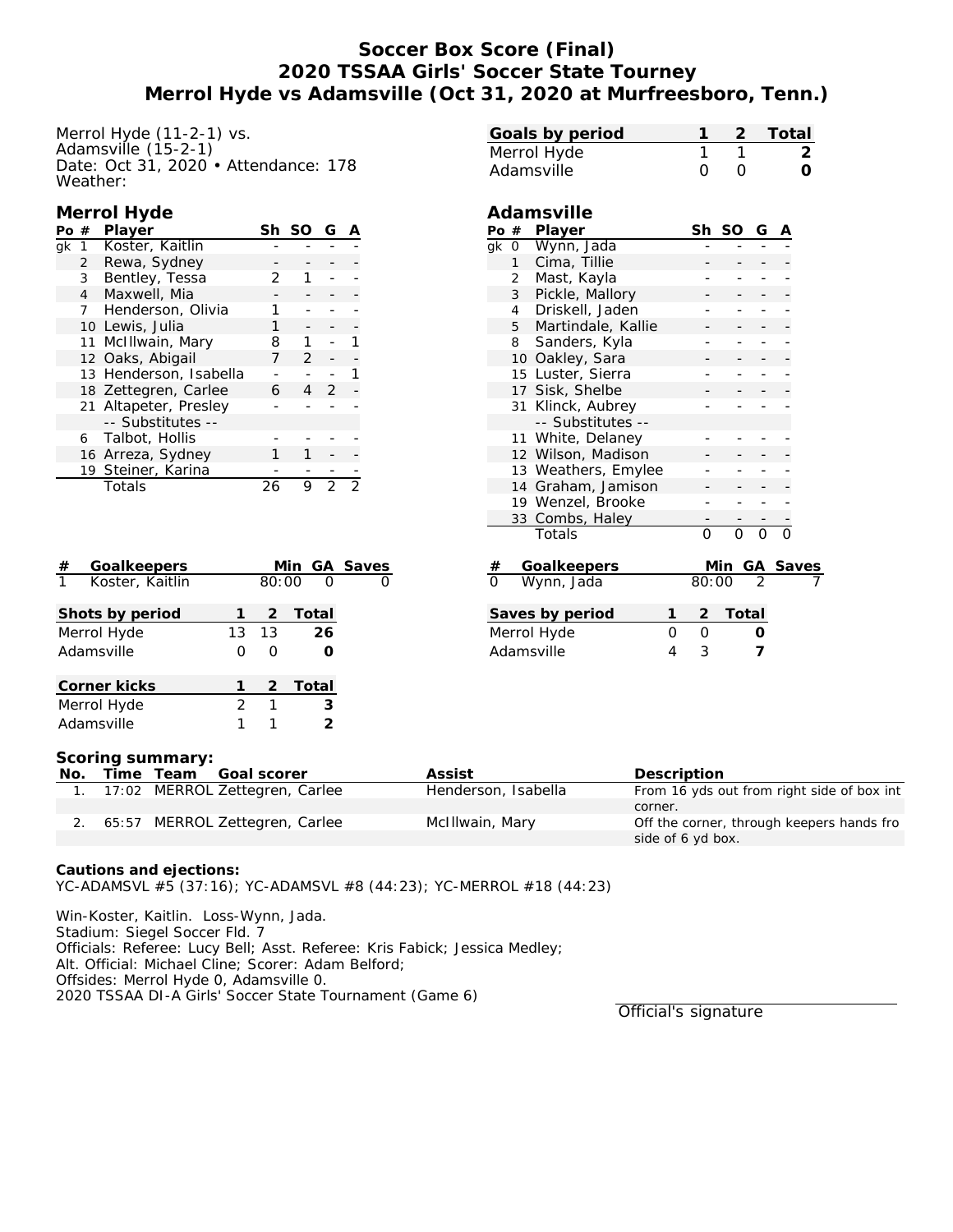# Soccer Box Score (Final)
## 2020 TSSAA Girls' Soccer State Tourney
## Merrol Hyde vs Adamsville (Oct 31, 2020 at Murfreesboro, Tenn.)

Merrol Hyde (11-2-1) vs.
Adamsville (15-2-1)
Date: Oct 31, 2020 • Attendance: 178
Weather:

| Goals by period | 1 | 2 | Total |
|---|---|---|---|
| Merrol Hyde | 1 | 1 | 2 |
| Adamsville | 0 | 0 | 0 |

### Merrol Hyde

| Po | # | Player | Sh | SO | G | A |
|---|---|---|---|---|---|---|
| gk | 1 | Koster, Kaitlin | - | - | - | - |
| | 2 | Rewa, Sydney | - | - | - | - |
| | 3 | Bentley, Tessa | 2 | 1 | - | - |
| | 4 | Maxwell, Mia | - | - | - | - |
| | 7 | Henderson, Olivia | 1 | - | - | - |
| | 10 | Lewis, Julia | 1 | - | - | - |
| | 11 | McIlwain, Mary | 8 | 1 | - | 1 |
| | 12 | Oaks, Abigail | 7 | 2 | - | - |
| | 13 | Henderson, Isabella | - | - | - | 1 |
| | 18 | Zettegren, Carlee | 6 | 4 | 2 | - |
| | 21 | Altapeter, Presley | - | - | - | - |
| | | -- Substitutes -- | | | | |
| | 6 | Talbot, Hollis | - | - | - | - |
| | 16 | Arreza, Sydney | 1 | 1 | - | - |
| | 19 | Steiner, Karina | - | - | - | - |
| | | Totals | 26 | 9 | 2 | 2 |

### Adamsville

| Po | # | Player | Sh | SO | G | A |
|---|---|---|---|---|---|---|
| gk | 0 | Wynn, Jada | - | - | - | - |
| | 1 | Cima, Tillie | - | - | - | - |
| | 2 | Mast, Kayla | - | - | - | - |
| | 3 | Pickle, Mallory | - | - | - | - |
| | 4 | Driskell, Jaden | - | - | - | - |
| | 5 | Martindale, Kallie | - | - | - | - |
| | 8 | Sanders, Kyla | - | - | - | - |
| | 10 | Oakley, Sara | - | - | - | - |
| | 15 | Luster, Sierra | - | - | - | - |
| | 17 | Sisk, Shelbe | - | - | - | - |
| | 31 | Klinck, Aubrey | - | - | - | - |
| | | -- Substitutes -- | | | | |
| | 11 | White, Delaney | - | - | - | - |
| | 12 | Wilson, Madison | - | - | - | - |
| | 13 | Weathers, Emylee | - | - | - | - |
| | 14 | Graham, Jamison | - | - | - | - |
| | 19 | Wenzel, Brooke | - | - | - | - |
| | 33 | Combs, Haley | - | - | - | - |
| | | Totals | 0 | 0 | 0 | 0 |

| # | Goalkeepers | Min | GA | Saves |
|---|---|---|---|---|
| 1 | Koster, Kaitlin | 80:00 | 0 | 0 |

| # | Goalkeepers | Min | GA | Saves |
|---|---|---|---|---|
| 0 | Wynn, Jada | 80:00 | 2 | 7 |

| Shots by period | 1 | 2 | Total |
|---|---|---|---|
| Merrol Hyde | 13 | 13 | 26 |
| Adamsville | 0 | 0 | 0 |

| Saves by period | 1 | 2 | Total |
|---|---|---|---|
| Merrol Hyde | 0 | 0 | 0 |
| Adamsville | 4 | 3 | 7 |

| Corner kicks | 1 | 2 | Total |
|---|---|---|---|
| Merrol Hyde | 2 | 1 | 3 |
| Adamsville | 1 | 1 | 2 |

### Scoring summary:

| No. | Time | Team | Goal scorer | Assist | Description |
|---|---|---|---|---|---|
| 1. | 17:02 | MERROL | Zettegren, Carlee | Henderson, Isabella | From 16 yds out from right side of box int corner. |
| 2. | 65:57 | MERROL | Zettegren, Carlee | McIlwain, Mary | Off the corner, through keepers hands fro side of 6 yd box. |

**Cautions and ejections:**
YC-ADAMSVL #5 (37:16); YC-ADAMSVL #8 (44:23); YC-MERROL #18 (44:23)

Win-Koster, Kaitlin. Loss-Wynn, Jada.
Stadium: Siegel Soccer Fld. 7
Officials: Referee: Lucy Bell; Asst. Referee: Kris Fabick; Jessica Medley;
Alt. Official: Michael Cline; Scorer: Adam Belford;
Offsides: Merrol Hyde 0, Adamsville 0.
2020 TSSAA DI-A Girls' Soccer State Tournament (Game 6)

Official's signature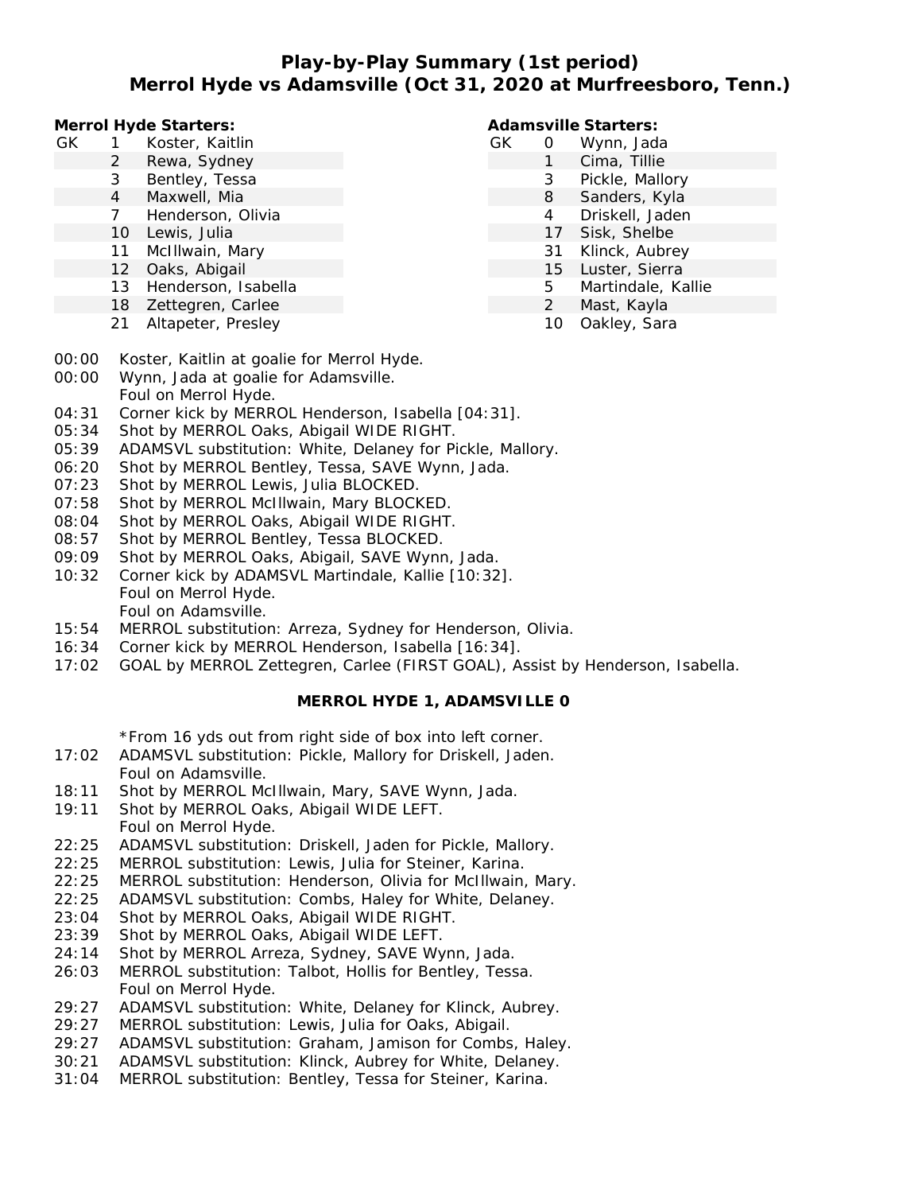# Play-by-Play Summary (1st period)
## Merrol Hyde vs Adamsville (Oct 31, 2020 at Murfreesboro, Tenn.)

**Merrol Hyde Starters:**

| | # | Name |
|---|---|---|
| GK | 1 | Koster, Kaitlin |
| | 2 | Rewa, Sydney |
| | 3 | Bentley, Tessa |
| | 4 | Maxwell, Mia |
| | 7 | Henderson, Olivia |
| | 10 | Lewis, Julia |
| | 11 | McIllwain, Mary |
| | 12 | Oaks, Abigail |
| | 13 | Henderson, Isabella |
| | 18 | Zettegren, Carlee |
| | 21 | Altapeter, Presley |

**Adamsville Starters:**

| | # | Name |
|---|---|---|
| GK | 0 | Wynn, Jada |
| | 1 | Cima, Tillie |
| | 3 | Pickle, Mallory |
| | 8 | Sanders, Kyla |
| | 4 | Driskell, Jaden |
| | 17 | Sisk, Shelbe |
| | 31 | Klinck, Aubrey |
| | 15 | Luster, Sierra |
| | 5 | Martindale, Kallie |
| | 2 | Mast, Kayla |
| | 10 | Oakley, Sara |

00:00 Koster, Kaitlin at goalie for Merrol Hyde.
00:00 Wynn, Jada at goalie for Adamsville.
Foul on Merrol Hyde.
04:31 Corner kick by MERROL Henderson, Isabella [04:31].
05:34 Shot by MERROL Oaks, Abigail WIDE RIGHT.
05:39 ADAMSVL substitution: White, Delaney for Pickle, Mallory.
06:20 Shot by MERROL Bentley, Tessa, SAVE Wynn, Jada.
07:23 Shot by MERROL Lewis, Julia BLOCKED.
07:58 Shot by MERROL McIllwain, Mary BLOCKED.
08:04 Shot by MERROL Oaks, Abigail WIDE RIGHT.
08:57 Shot by MERROL Bentley, Tessa BLOCKED.
09:09 Shot by MERROL Oaks, Abigail, SAVE Wynn, Jada.
10:32 Corner kick by ADAMSVL Martindale, Kallie [10:32].
Foul on Merrol Hyde.
Foul on Adamsville.
15:54 MERROL substitution: Arreza, Sydney for Henderson, Olivia.
16:34 Corner kick by MERROL Henderson, Isabella [16:34].
17:02 GOAL by MERROL Zettegren, Carlee (FIRST GOAL), Assist by Henderson, Isabella.

**MERROL HYDE 1, ADAMSVILLE 0**

*From 16 yds out from right side of box into left corner.
17:02 ADAMSVL substitution: Pickle, Mallory for Driskell, Jaden.
Foul on Adamsville.
18:11 Shot by MERROL McIllwain, Mary, SAVE Wynn, Jada.
19:11 Shot by MERROL Oaks, Abigail WIDE LEFT.
Foul on Merrol Hyde.
22:25 ADAMSVL substitution: Driskell, Jaden for Pickle, Mallory.
22:25 MERROL substitution: Lewis, Julia for Steiner, Karina.
22:25 MERROL substitution: Henderson, Olivia for McIllwain, Mary.
22:25 ADAMSVL substitution: Combs, Haley for White, Delaney.
23:04 Shot by MERROL Oaks, Abigail WIDE RIGHT.
23:39 Shot by MERROL Oaks, Abigail WIDE LEFT.
24:14 Shot by MERROL Arreza, Sydney, SAVE Wynn, Jada.
26:03 MERROL substitution: Talbot, Hollis for Bentley, Tessa.
Foul on Merrol Hyde.
29:27 ADAMSVL substitution: White, Delaney for Klinck, Aubrey.
29:27 MERROL substitution: Lewis, Julia for Oaks, Abigail.
29:27 ADAMSVL substitution: Graham, Jamison for Combs, Haley.
30:21 ADAMSVL substitution: Klinck, Aubrey for White, Delaney.
31:04 MERROL substitution: Bentley, Tessa for Steiner, Karina.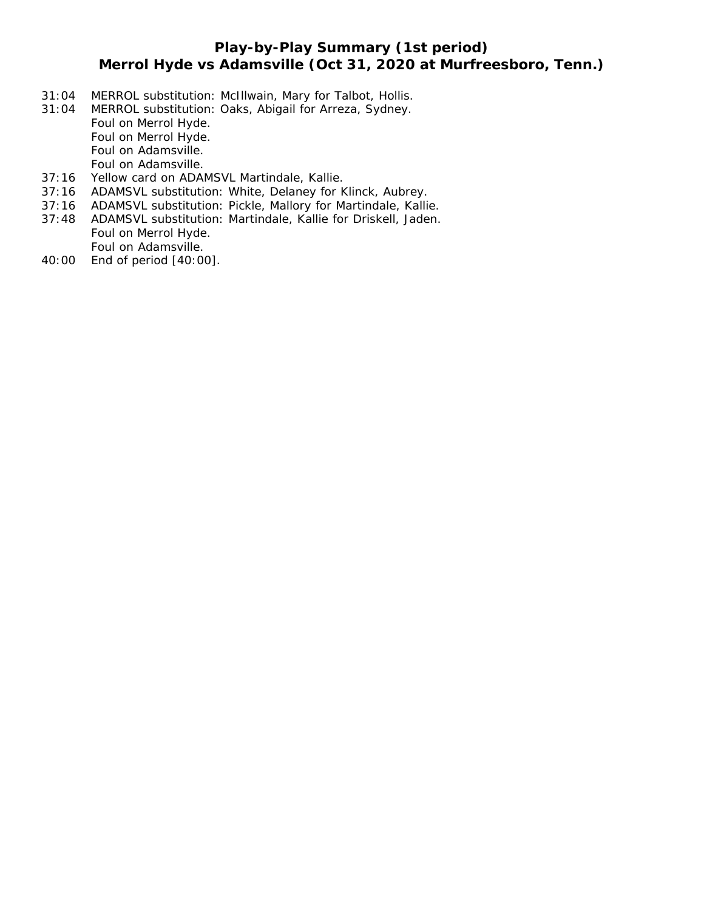## Play-by-Play Summary (1st period)
## Merrol Hyde vs Adamsville (Oct 31, 2020 at Murfreesboro, Tenn.)

31:04 MERROL substitution: McIllwain, Mary for Talbot, Hollis.
31:04 MERROL substitution: Oaks, Abigail for Arreza, Sydney.
Foul on Merrol Hyde.
Foul on Merrol Hyde.
Foul on Adamsville.
Foul on Adamsville.
37:16 Yellow card on ADAMSVL Martindale, Kallie.
37:16 ADAMSVL substitution: White, Delaney for Klinck, Aubrey.
37:16 ADAMSVL substitution: Pickle, Mallory for Martindale, Kallie.
37:48 ADAMSVL substitution: Martindale, Kallie for Driskell, Jaden.
Foul on Merrol Hyde.
Foul on Adamsville.
40:00 End of period [40:00].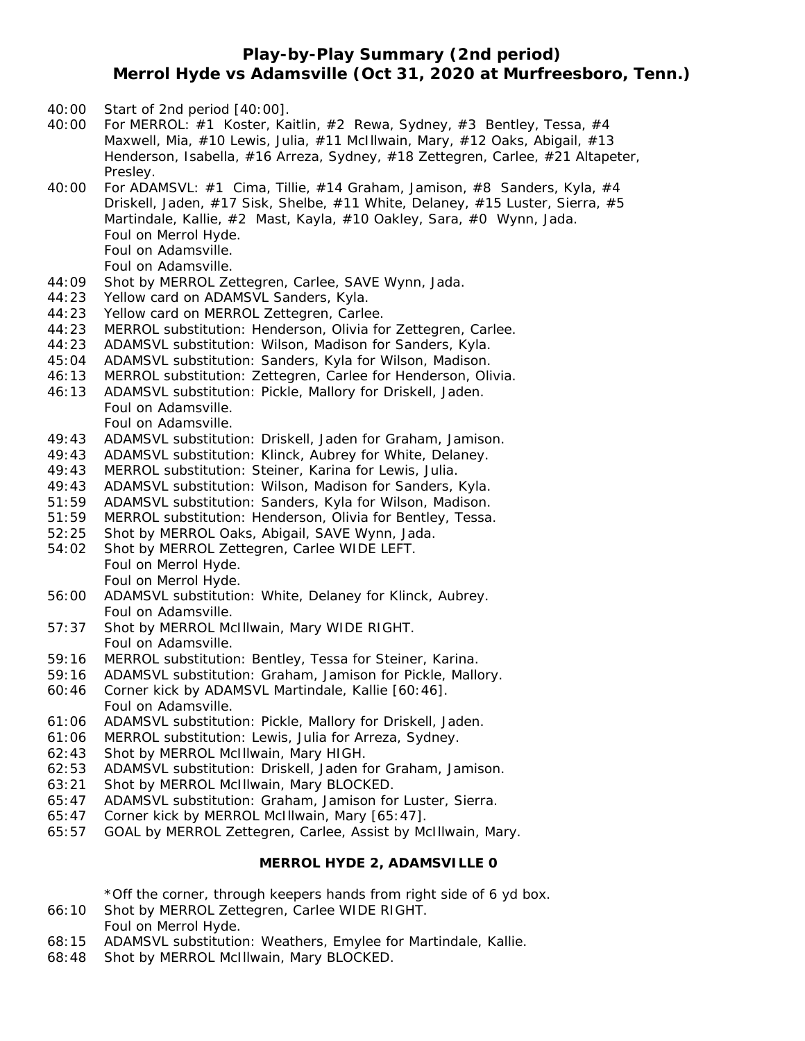# Play-by-Play Summary (2nd period)
## Merrol Hyde vs Adamsville (Oct 31, 2020 at Murfreesboro, Tenn.)

40:00 Start of 2nd period [40:00].
40:00 For MERROL: #1 Koster, Kaitlin, #2 Rewa, Sydney, #3 Bentley, Tessa, #4 Maxwell, Mia, #10 Lewis, Julia, #11 McIllwain, Mary, #12 Oaks, Abigail, #13 Henderson, Isabella, #16 Arreza, Sydney, #18 Zettegren, Carlee, #21 Altapeter, Presley.
40:00 For ADAMSVL: #1 Cima, Tillie, #14 Graham, Jamison, #8 Sanders, Kyla, #4 Driskell, Jaden, #17 Sisk, Shelbe, #11 White, Delaney, #15 Luster, Sierra, #5 Martindale, Kallie, #2 Mast, Kayla, #10 Oakley, Sara, #0 Wynn, Jada.
Foul on Merrol Hyde.
Foul on Adamsville.
Foul on Adamsville.
44:09 Shot by MERROL Zettegren, Carlee, SAVE Wynn, Jada.
44:23 Yellow card on ADAMSVL Sanders, Kyla.
44:23 Yellow card on MERROL Zettegren, Carlee.
44:23 MERROL substitution: Henderson, Olivia for Zettegren, Carlee.
44:23 ADAMSVL substitution: Wilson, Madison for Sanders, Kyla.
45:04 ADAMSVL substitution: Sanders, Kyla for Wilson, Madison.
46:13 MERROL substitution: Zettegren, Carlee for Henderson, Olivia.
46:13 ADAMSVL substitution: Pickle, Mallory for Driskell, Jaden.
Foul on Adamsville.
Foul on Adamsville.
49:43 ADAMSVL substitution: Driskell, Jaden for Graham, Jamison.
49:43 ADAMSVL substitution: Klinck, Aubrey for White, Delaney.
49:43 MERROL substitution: Steiner, Karina for Lewis, Julia.
49:43 ADAMSVL substitution: Wilson, Madison for Sanders, Kyla.
51:59 ADAMSVL substitution: Sanders, Kyla for Wilson, Madison.
51:59 MERROL substitution: Henderson, Olivia for Bentley, Tessa.
52:25 Shot by MERROL Oaks, Abigail, SAVE Wynn, Jada.
54:02 Shot by MERROL Zettegren, Carlee WIDE LEFT.
Foul on Merrol Hyde.
Foul on Merrol Hyde.
56:00 ADAMSVL substitution: White, Delaney for Klinck, Aubrey.
Foul on Adamsville.
57:37 Shot by MERROL McIllwain, Mary WIDE RIGHT.
Foul on Adamsville.
59:16 MERROL substitution: Bentley, Tessa for Steiner, Karina.
59:16 ADAMSVL substitution: Graham, Jamison for Pickle, Mallory.
60:46 Corner kick by ADAMSVL Martindale, Kallie [60:46].
Foul on Adamsville.
61:06 ADAMSVL substitution: Pickle, Mallory for Driskell, Jaden.
61:06 MERROL substitution: Lewis, Julia for Arreza, Sydney.
62:43 Shot by MERROL McIllwain, Mary HIGH.
62:53 ADAMSVL substitution: Driskell, Jaden for Graham, Jamison.
63:21 Shot by MERROL McIllwain, Mary BLOCKED.
65:47 ADAMSVL substitution: Graham, Jamison for Luster, Sierra.
65:47 Corner kick by MERROL McIllwain, Mary [65:47].
65:57 GOAL by MERROL Zettegren, Carlee, Assist by McIllwain, Mary.

**MERROL HYDE 2, ADAMSVILLE 0**

*Off the corner, through keepers hands from right side of 6 yd box.
66:10 Shot by MERROL Zettegren, Carlee WIDE RIGHT.
Foul on Merrol Hyde.
68:15 ADAMSVL substitution: Weathers, Emylee for Martindale, Kallie.
68:48 Shot by MERROL McIllwain, Mary BLOCKED.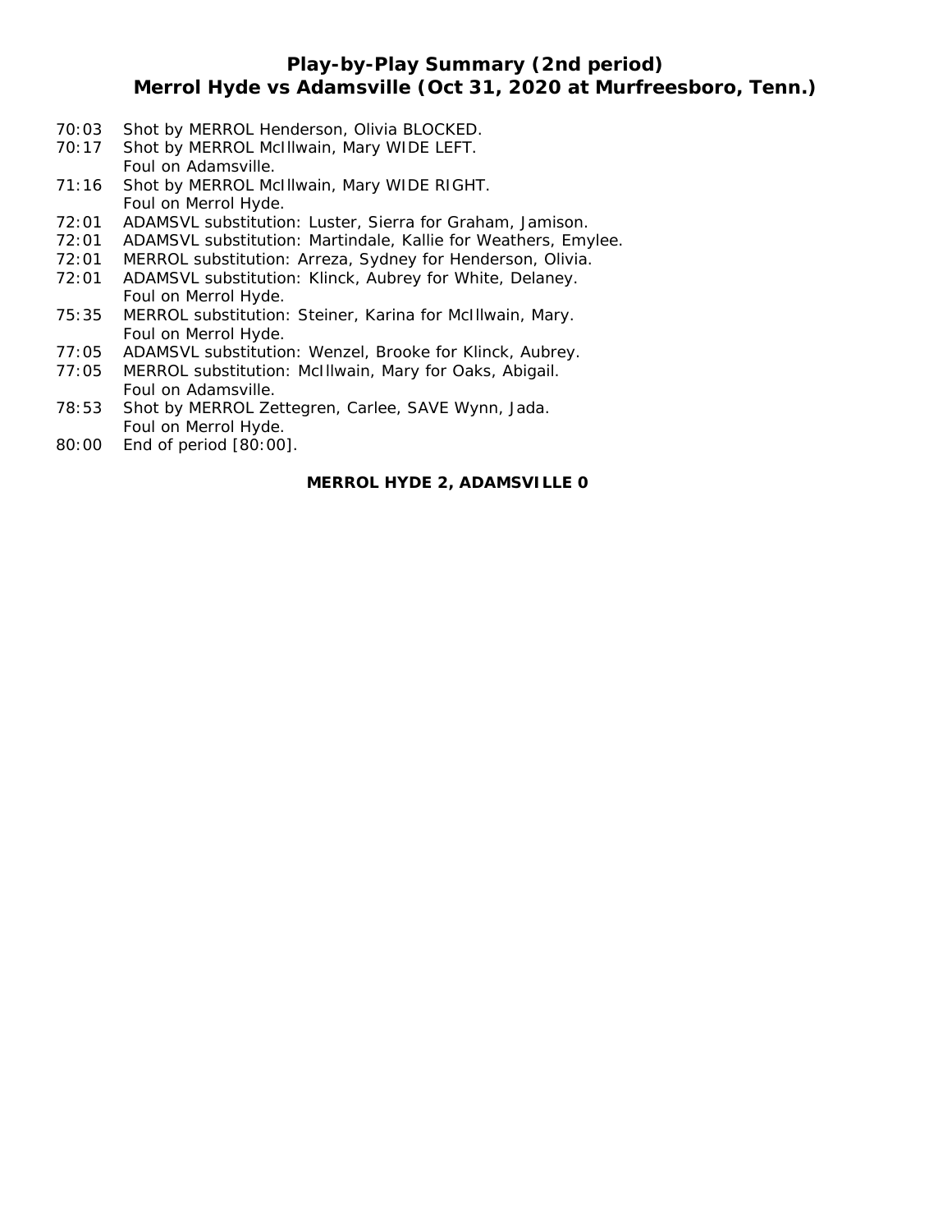## Play-by-Play Summary (2nd period)
## Merrol Hyde vs Adamsville (Oct 31, 2020 at Murfreesboro, Tenn.)

70:03 Shot by MERROL Henderson, Olivia BLOCKED.
70:17 Shot by MERROL McIllwain, Mary WIDE LEFT.
Foul on Adamsville.
71:16 Shot by MERROL McIllwain, Mary WIDE RIGHT.
Foul on Merrol Hyde.
72:01 ADAMSVL substitution: Luster, Sierra for Graham, Jamison.
72:01 ADAMSVL substitution: Martindale, Kallie for Weathers, Emylee.
72:01 MERROL substitution: Arreza, Sydney for Henderson, Olivia.
72:01 ADAMSVL substitution: Klinck, Aubrey for White, Delaney.
Foul on Merrol Hyde.
75:35 MERROL substitution: Steiner, Karina for McIllwain, Mary.
Foul on Merrol Hyde.
77:05 ADAMSVL substitution: Wenzel, Brooke for Klinck, Aubrey.
77:05 MERROL substitution: McIllwain, Mary for Oaks, Abigail.
Foul on Adamsville.
78:53 Shot by MERROL Zettegren, Carlee, SAVE Wynn, Jada.
Foul on Merrol Hyde.
80:00 End of period [80:00].

**MERROL HYDE 2, ADAMSVILLE 0**